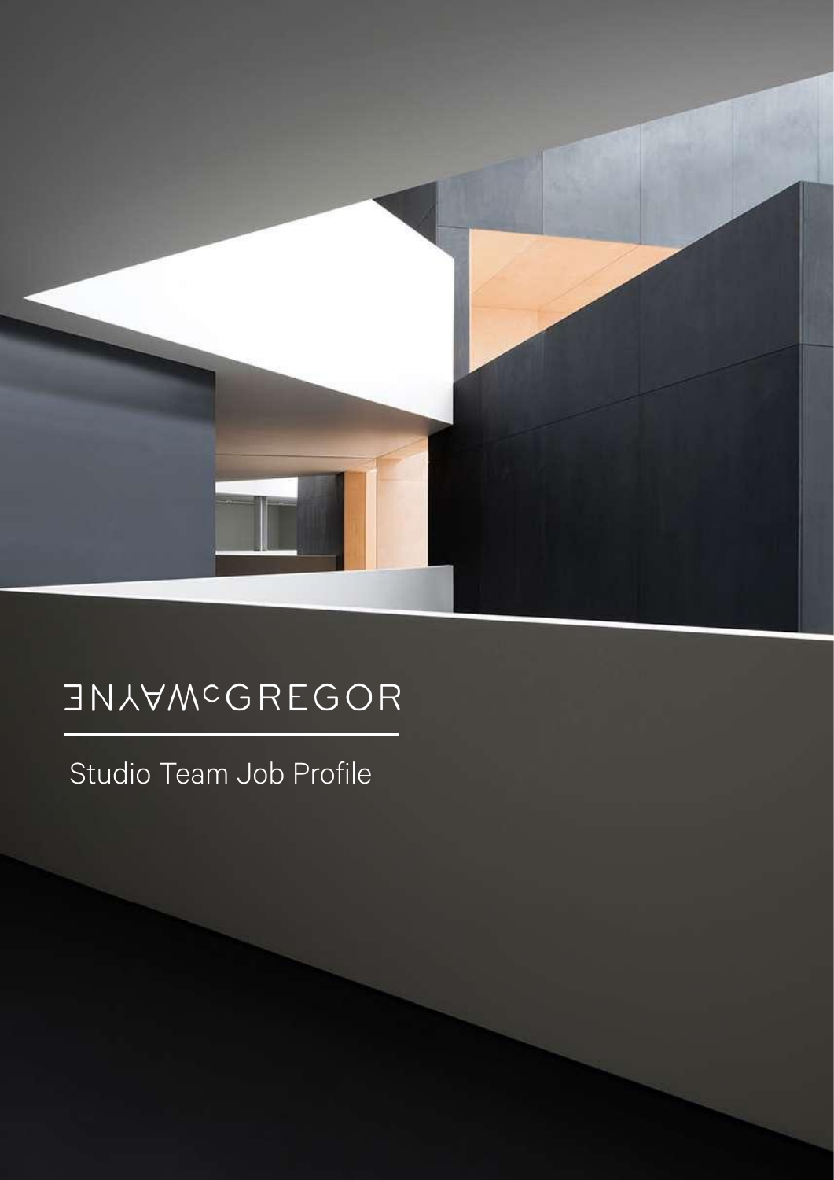WAYNE McGREGOR

# Studio Team Job Profile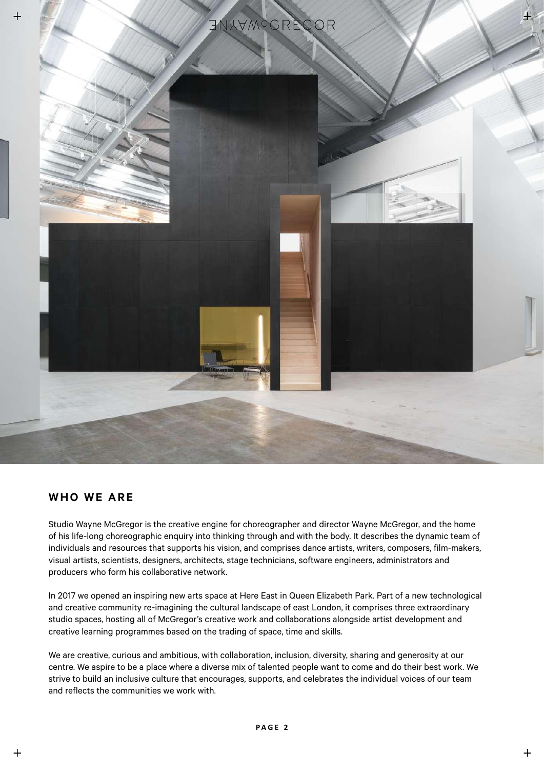## WHO WE ARE

Studio Wayne McGregor is the creative engine for choreographer and director Wayne McGregor, and the home of his life-long choreographic enquiry into thinking through and with the body. It describes the dynamic team of individuals and resources that supports his vision, and comprises dance artists, writers, composers, film-makers, visual artists, scientists, designers, architects, stage technicians, software engineers, administrators and producers who form his collaborative network.

In 2017 we opened an inspiring new arts space at Here East in Queen Elizabeth Park. Part of a new technological and creative community re-imagining the cultural landscape of east London, it comprises three extraordinary studio spaces, hosting all of McGregor's creative work and collaborations alongside artist development and creative learning programmes based on the trading of space, time and skills.

We are creative, curious and ambitious, with collaboration, inclusion, diversity, sharing and generosity at our centre. We aspire to be a place where a diverse mix of talented people want to come and do their best work. We strive to build an inclusive culture that encourages, supports, and celebrates the individual voices of our team and reflects the communities we work with.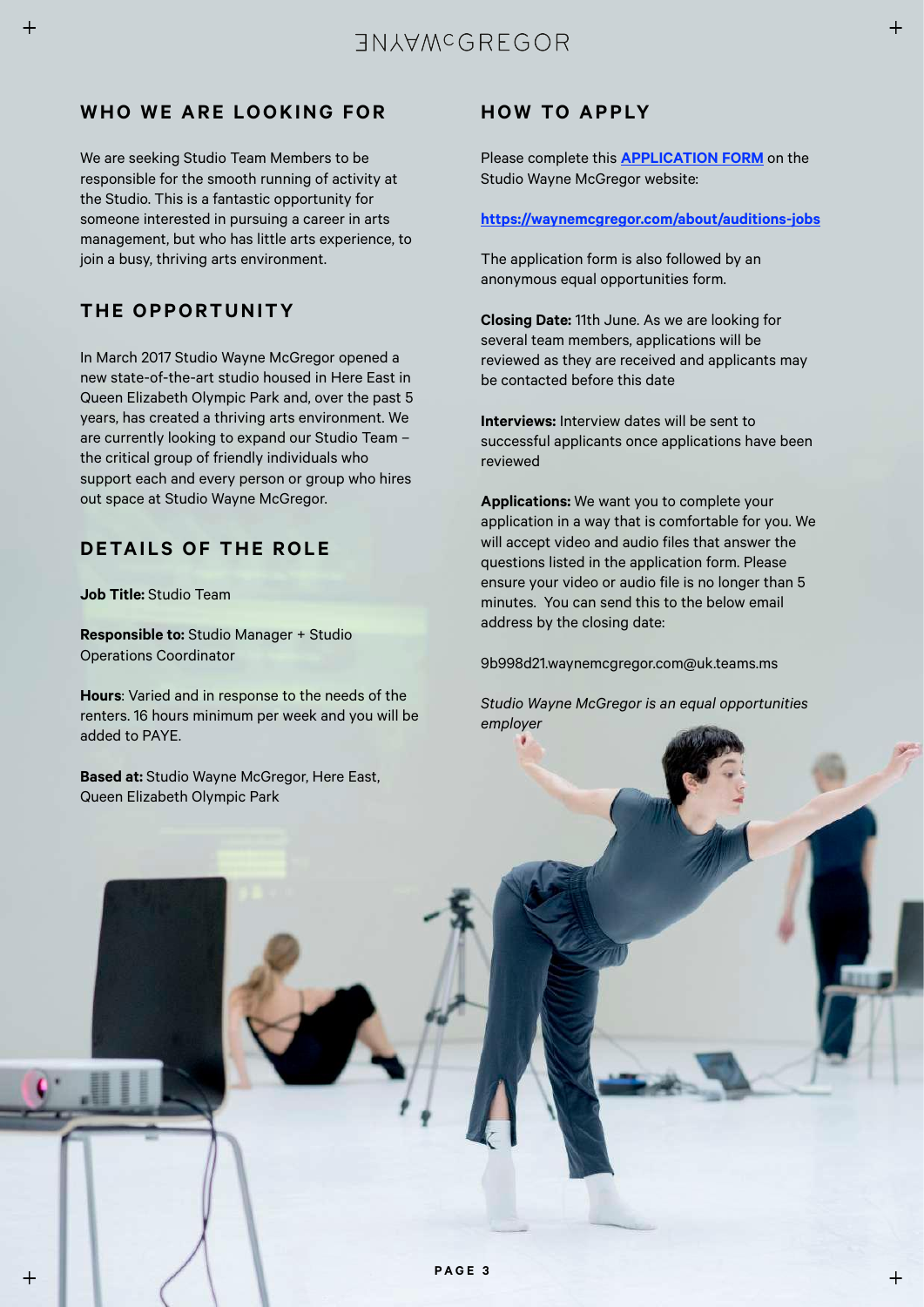## WHO WE ARE LOOKING FOR

We are seeking Studio Team Members to be responsible for the smooth running of activity at the Studio. This is a fantastic opportunity for someone interested in pursuing a career in arts management, but who has little arts experience, to join a busy, thriving arts environment.

## THE OPPORTUNITY

In March 2017 Studio Wayne McGregor opened a new state-of-the-art studio housed in Here East in Queen Elizabeth Olympic Park and, over the past 5 years, has created a thriving arts environment. We are currently looking to expand our Studio Team – the critical group of friendly individuals who support each and every person or group who hires out space at Studio Wayne McGregor.

## DETAILS OF THE ROLE

**Job Title:** Studio Team

**Responsible to:** Studio Manager + Studio Operations Coordinator

**Hours**: Varied and in response to the needs of the renters. 16 hours minimum per week and you will be added to PAYE.

**Based at:** Studio Wayne McGregor, Here East, Queen Elizabeth Olympic Park

## HOW TO APPLY

Please complete this **APPLICATION FORM** on the Studio Wayne McGregor website:

**https://waynemcgregor.com/about/auditions-jobs**

The application form is also followed by an anonymous equal opportunities form.

**Closing Date:** 11th June. As we are looking for several team members, applications will be reviewed as they are received and applicants may be contacted before this date

**Interviews:** Interview dates will be sent to successful applicants once applications have been reviewed

**Applications:** We want you to complete your application in a way that is comfortable for you. We will accept video and audio files that answer the questions listed in the application form. Please ensure your video or audio file is no longer than 5 minutes. You can send this to the below email address by the closing date:

9b998d21.waynemcgregor.com@uk.teams.ms

*Studio Wayne McGregor is an equal opportunities employer*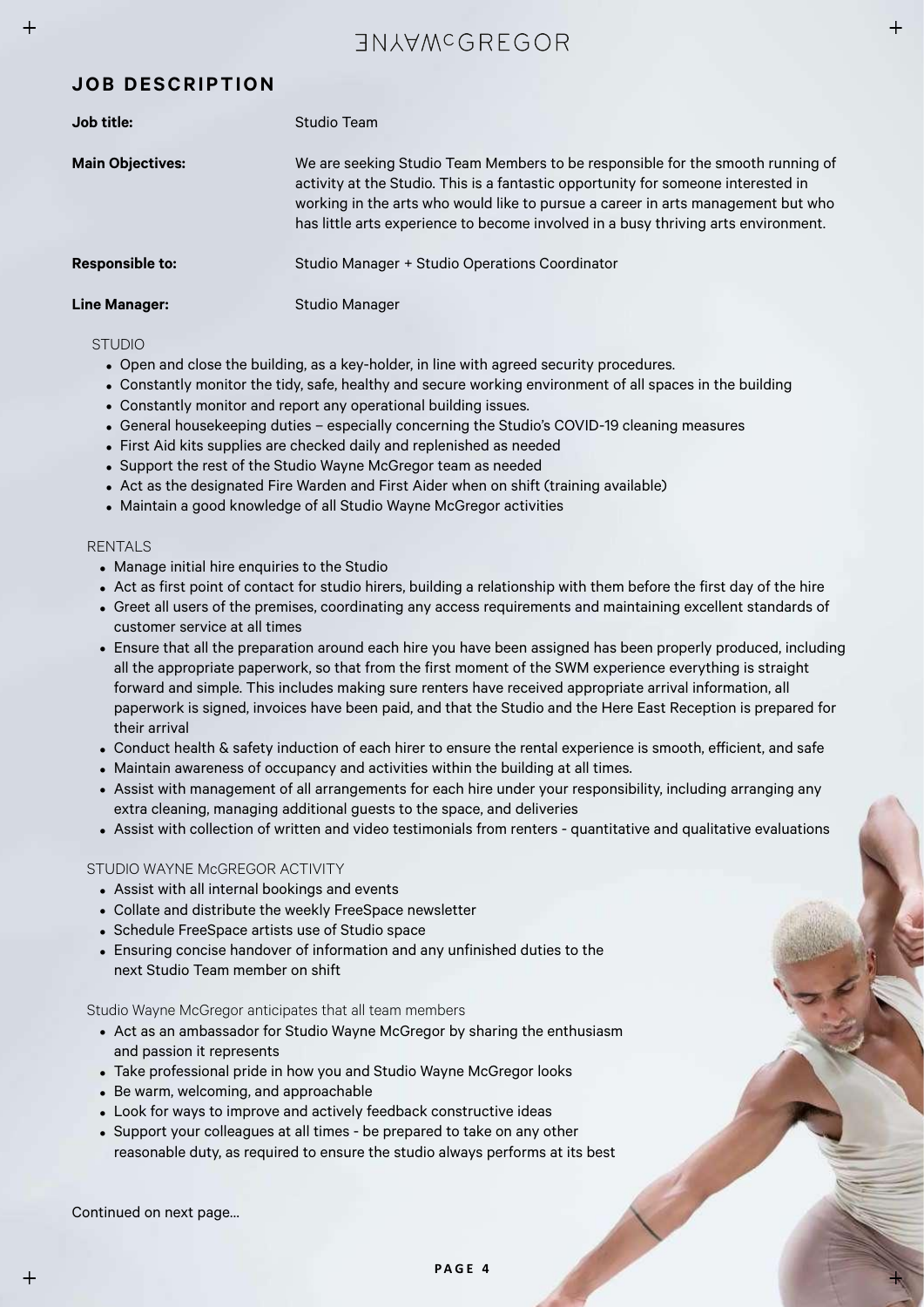## JOB DESCRIPTION

| | |
|---|---|
| **Job title:** | Studio Team |
| **Main Objectives:** | We are seeking Studio Team Members to be responsible for the smooth running of activity at the Studio. This is a fantastic opportunity for someone interested in working in the arts who would like to pursue a career in arts management but who has little arts experience to become involved in a busy thriving arts environment. |
| **Responsible to:** | Studio Manager + Studio Operations Coordinator |
| **Line Manager:** | Studio Manager |

STUDIO

- Open and close the building, as a key-holder, in line with agreed security procedures.
- Constantly monitor the tidy, safe, healthy and secure working environment of all spaces in the building
- Constantly monitor and report any operational building issues.
- General housekeeping duties – especially concerning the Studio's COVID-19 cleaning measures
- First Aid kits supplies are checked daily and replenished as needed
- Support the rest of the Studio Wayne McGregor team as needed
- Act as the designated Fire Warden and First Aider when on shift (training available)
- Maintain a good knowledge of all Studio Wayne McGregor activities

RENTALS

- Manage initial hire enquiries to the Studio
- Act as first point of contact for studio hirers, building a relationship with them before the first day of the hire
- Greet all users of the premises, coordinating any access requirements and maintaining excellent standards of customer service at all times
- Ensure that all the preparation around each hire you have been assigned has been properly produced, including all the appropriate paperwork, so that from the first moment of the SWM experience everything is straight forward and simple. This includes making sure renters have received appropriate arrival information, all paperwork is signed, invoices have been paid, and that the Studio and the Here East Reception is prepared for their arrival
- Conduct health & safety induction of each hirer to ensure the rental experience is smooth, efficient, and safe
- Maintain awareness of occupancy and activities within the building at all times.
- Assist with management of all arrangements for each hire under your responsibility, including arranging any extra cleaning, managing additional guests to the space, and deliveries
- Assist with collection of written and video testimonials from renters - quantitative and qualitative evaluations

STUDIO WAYNE McGREGOR ACTIVITY

- Assist with all internal bookings and events
- Collate and distribute the weekly FreeSpace newsletter
- Schedule FreeSpace artists use of Studio space
- Ensuring concise handover of information and any unfinished duties to the next Studio Team member on shift

Studio Wayne McGregor anticipates that all team members

- Act as an ambassador for Studio Wayne McGregor by sharing the enthusiasm and passion it represents
- Take professional pride in how you and Studio Wayne McGregor looks
- Be warm, welcoming, and approachable
- Look for ways to improve and actively feedback constructive ideas
- Support your colleagues at all times - be prepared to take on any other reasonable duty, as required to ensure the studio always performs at its best

Continued on next page...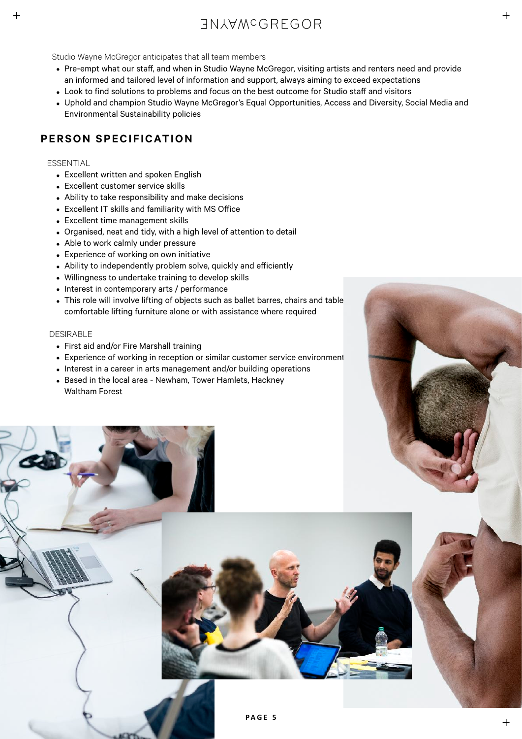Studio Wayne McGregor anticipates that all team members

- Pre-empt what our staff, and when in Studio Wayne McGregor, visiting artists and renters need and provide an informed and tailored level of information and support, always aiming to exceed expectations
- Look to find solutions to problems and focus on the best outcome for Studio staff and visitors
- Uphold and champion Studio Wayne McGregor's Equal Opportunities, Access and Diversity, Social Media and Environmental Sustainability policies

## PERSON SPECIFICATION

ESSENTIAL

- Excellent written and spoken English
- Excellent customer service skills
- Ability to take responsibility and make decisions
- Excellent IT skills and familiarity with MS Office
- Excellent time management skills
- Organised, neat and tidy, with a high level of attention to detail
- Able to work calmly under pressure
- Experience of working on own initiative
- Ability to independently problem solve, quickly and efficiently
- Willingness to undertake training to develop skills
- Interest in contemporary arts / performance
- This role will involve lifting of objects such as ballet barres, chairs and table comfortable lifting furniture alone or with assistance where required

DESIRABLE

- First aid and/or Fire Marshall training
- Experience of working in reception or similar customer service environment
- Interest in a career in arts management and/or building operations
- Based in the local area - Newham, Tower Hamlets, Hackney Waltham Forest